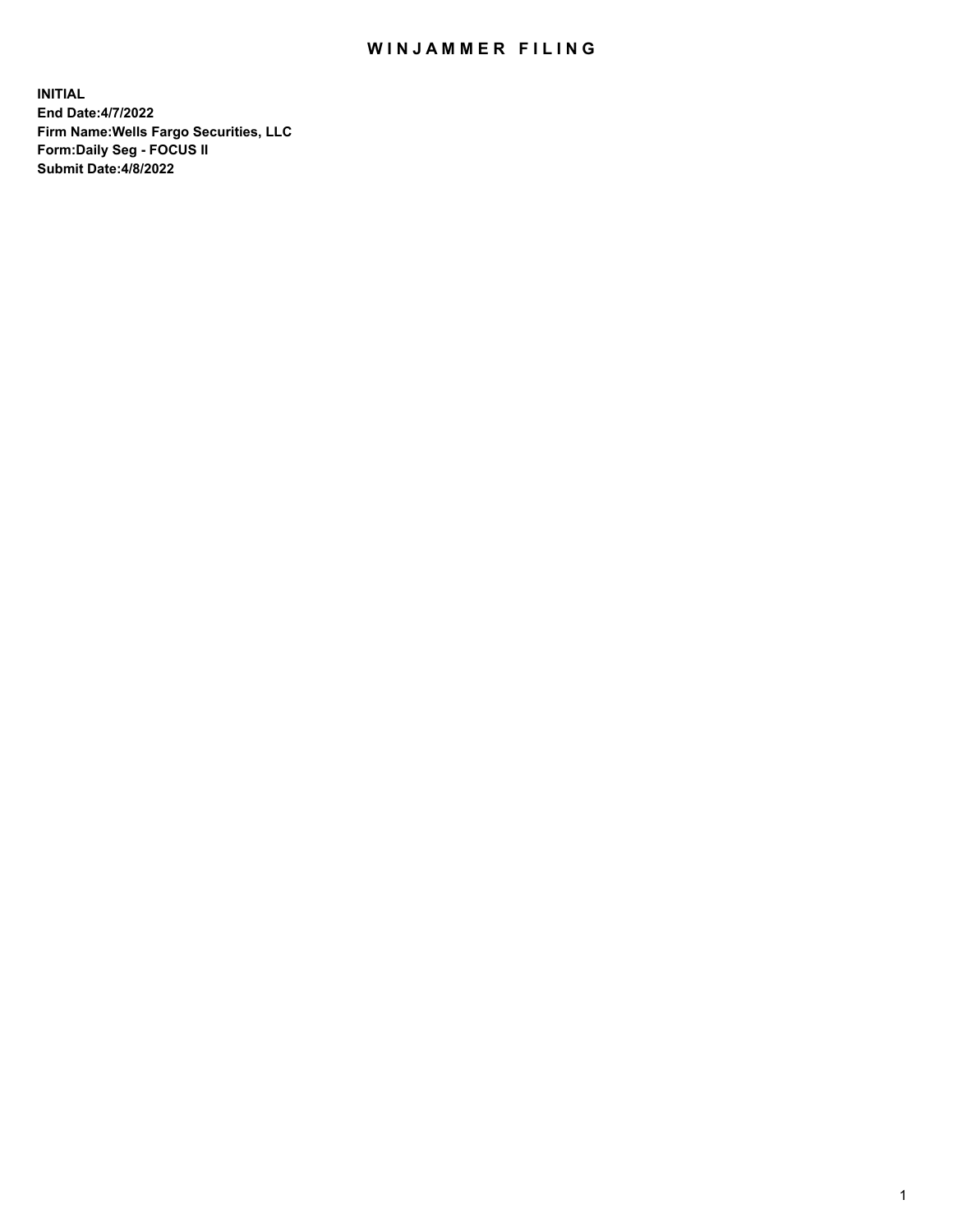# WINJAMMER FILING

**INITIAL**
**End Date:4/7/2022**
**Firm Name:Wells Fargo Securities, LLC**
**Form:Daily Seg - FOCUS II**
**Submit Date:4/8/2022**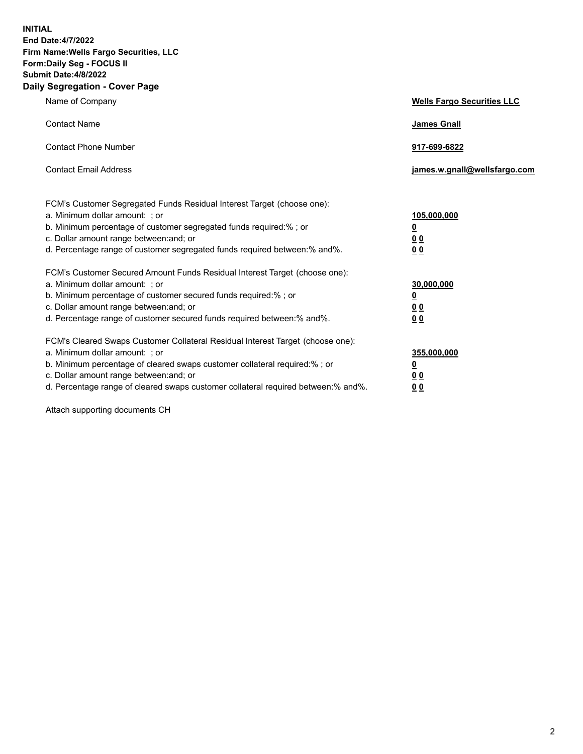**INITIAL**
**End Date:4/7/2022**
**Firm Name:Wells Fargo Securities, LLC**
**Form:Daily Seg - FOCUS II**
**Submit Date:4/8/2022**

## Daily Segregation - Cover Page

| | |
|---|---|
| Name of Company | **Wells Fargo Securities LLC** |
| Contact Name | **James Gnall** |
| Contact Phone Number | **917-699-6822** |
| Contact Email Address | **james.w.gnall@wellsfargo.com** |

| | |
|---|---|
| FCM's Customer Segregated Funds Residual Interest Target (choose one): | |
| a. Minimum dollar amount: ; or | **105,000,000** |
| b. Minimum percentage of customer segregated funds required:% ; or | **0** |
| c. Dollar amount range between:and; or | **0 0** |
| d. Percentage range of customer segregated funds required between:% and%. | **0 0** |
| FCM's Customer Secured Amount Funds Residual Interest Target (choose one): | |
| a. Minimum dollar amount: ; or | **30,000,000** |
| b. Minimum percentage of customer secured funds required:% ; or | **0** |
| c. Dollar amount range between:and; or | **0 0** |
| d. Percentage range of customer secured funds required between:% and%. | **0 0** |
| FCM's Cleared Swaps Customer Collateral Residual Interest Target (choose one): | |
| a. Minimum dollar amount: ; or | **355,000,000** |
| b. Minimum percentage of cleared swaps customer collateral required:% ; or | **0** |
| c. Dollar amount range between:and; or | **0 0** |
| d. Percentage range of cleared swaps customer collateral required between:% and%. | **0 0** |

Attach supporting documents CH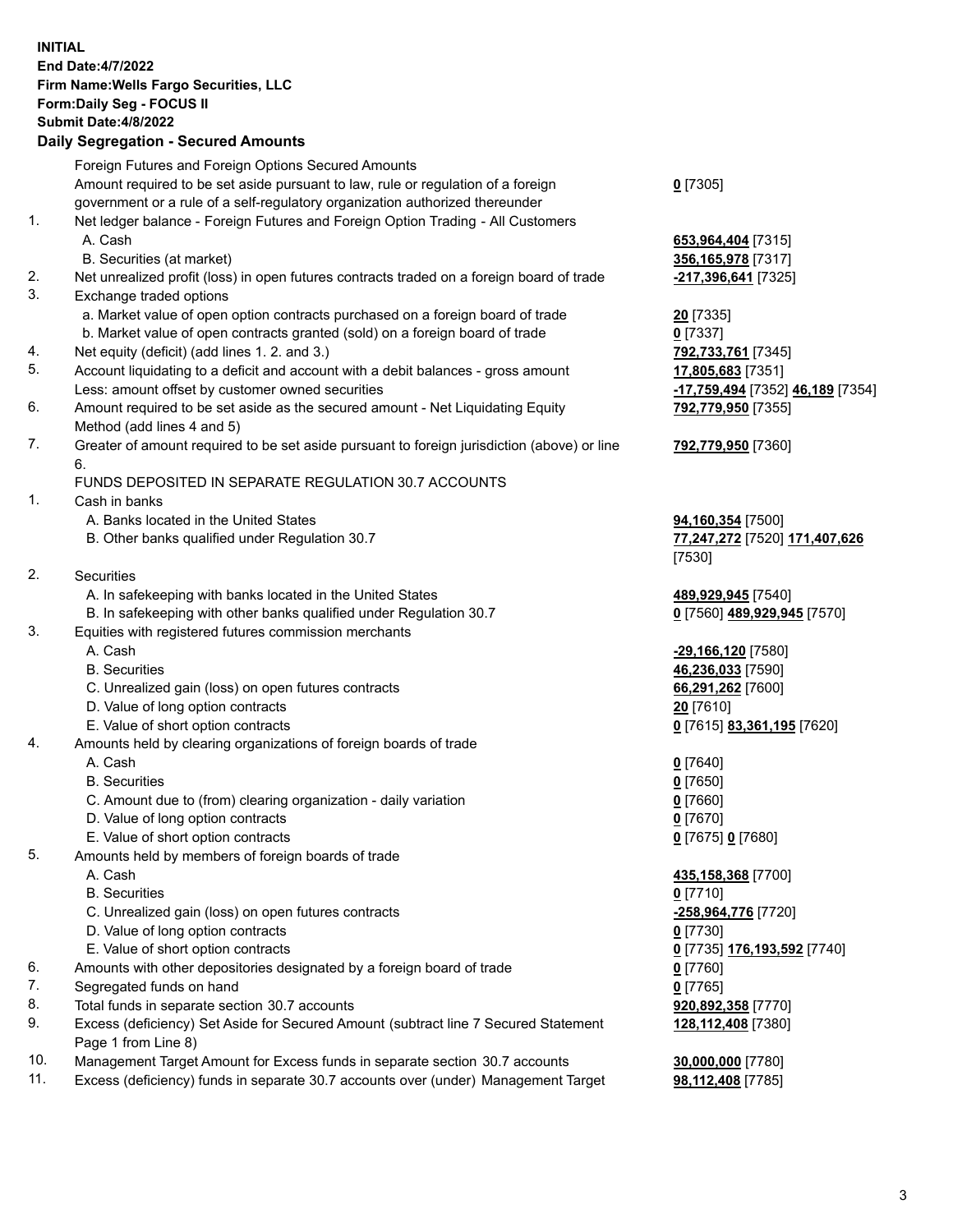**INITIAL**
**End Date:4/7/2022**
**Firm Name:Wells Fargo Securities, LLC**
**Form:Daily Seg - FOCUS II**
**Submit Date:4/8/2022**
**Daily Segregation - Secured Amounts**

| | | |
|---|---|---|
| | Foreign Futures and Foreign Options Secured Amounts | |
| | Amount required to be set aside pursuant to law, rule or regulation of a foreign government or a rule of a self-regulatory organization authorized thereunder | **0** [7305] |
| 1. | Net ledger balance - Foreign Futures and Foreign Option Trading - All Customers | |
| | A. Cash | **653,964,404** [7315] |
| | B. Securities (at market) | **356,165,978** [7317] |
| 2. | Net unrealized profit (loss) in open futures contracts traded on a foreign board of trade | **-217,396,641** [7325] |
| 3. | Exchange traded options | |
| | a. Market value of open option contracts purchased on a foreign board of trade | **20** [7335] |
| | b. Market value of open contracts granted (sold) on a foreign board of trade | **0** [7337] |
| 4. | Net equity (deficit) (add lines 1. 2. and 3.) | **792,733,761** [7345] |
| 5. | Account liquidating to a deficit and account with a debit balances - gross amount | **17,805,683** [7351] |
| | Less: amount offset by customer owned securities | **-17,759,494** [7352] **46,189** [7354] |
| 6. | Amount required to be set aside as the secured amount - Net Liquidating Equity Method (add lines 4 and 5) | **792,779,950** [7355] |
| 7. | Greater of amount required to be set aside pursuant to foreign jurisdiction (above) or line 6. | **792,779,950** [7360] |
| | FUNDS DEPOSITED IN SEPARATE REGULATION 30.7 ACCOUNTS | |
| 1. | Cash in banks | |
| | A. Banks located in the United States | **94,160,354** [7500] |
| | B. Other banks qualified under Regulation 30.7 | **77,247,272** [7520] **171,407,626** [7530] |
| 2. | Securities | |
| | A. In safekeeping with banks located in the United States | **489,929,945** [7540] |
| | B. In safekeeping with other banks qualified under Regulation 30.7 | **0** [7560] **489,929,945** [7570] |
| 3. | Equities with registered futures commission merchants | |
| | A. Cash | **-29,166,120** [7580] |
| | B. Securities | **46,236,033** [7590] |
| | C. Unrealized gain (loss) on open futures contracts | **66,291,262** [7600] |
| | D. Value of long option contracts | **20** [7610] |
| | E. Value of short option contracts | **0** [7615] **83,361,195** [7620] |
| 4. | Amounts held by clearing organizations of foreign boards of trade | |
| | A. Cash | **0** [7640] |
| | B. Securities | **0** [7650] |
| | C. Amount due to (from) clearing organization - daily variation | **0** [7660] |
| | D. Value of long option contracts | **0** [7670] |
| | E. Value of short option contracts | **0** [7675] **0** [7680] |
| 5. | Amounts held by members of foreign boards of trade | |
| | A. Cash | **435,158,368** [7700] |
| | B. Securities | **0** [7710] |
| | C. Unrealized gain (loss) on open futures contracts | **-258,964,776** [7720] |
| | D. Value of long option contracts | **0** [7730] |
| | E. Value of short option contracts | **0** [7735] **176,193,592** [7740] |
| 6. | Amounts with other depositories designated by a foreign board of trade | **0** [7760] |
| 7. | Segregated funds on hand | **0** [7765] |
| 8. | Total funds in separate section 30.7 accounts | **920,892,358** [7770] |
| 9. | Excess (deficiency) Set Aside for Secured Amount (subtract line 7 Secured Statement Page 1 from Line 8) | **128,112,408** [7380] |
| 10. | Management Target Amount for Excess funds in separate section 30.7 accounts | **30,000,000** [7780] |
| 11. | Excess (deficiency) funds in separate 30.7 accounts over (under) Management Target | **98,112,408** [7785] |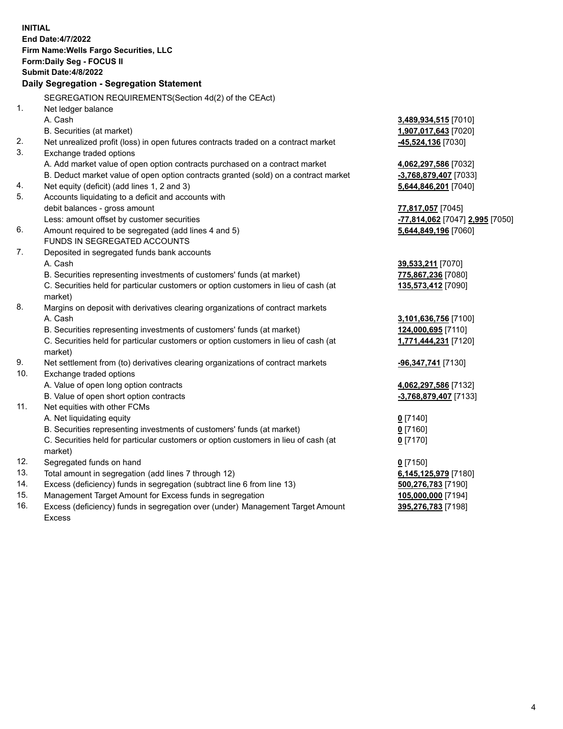**INITIAL**
**End Date:4/7/2022**
**Firm Name:Wells Fargo Securities, LLC**
**Form:Daily Seg - FOCUS II**
**Submit Date:4/8/2022**

## Daily Segregation - Segregation Statement

SEGREGATION REQUIREMENTS(Section 4d(2) of the CEAct)

| | | |
|---|---|---|
| 1. | Net ledger balance | |
| | A. Cash | 3,489,934,515 [7010] |
| | B. Securities (at market) | 1,907,017,643 [7020] |
| 2. | Net unrealized profit (loss) in open futures contracts traded on a contract market | -45,524,136 [7030] |
| 3. | Exchange traded options | |
| | A. Add market value of open option contracts purchased on a contract market | 4,062,297,586 [7032] |
| | B. Deduct market value of open option contracts granted (sold) on a contract market | -3,768,879,407 [7033] |
| 4. | Net equity (deficit) (add lines 1, 2 and 3) | 5,644,846,201 [7040] |
| 5. | Accounts liquidating to a deficit and accounts with debit balances - gross amount | 77,817,057 [7045] |
| | Less: amount offset by customer securities | -77,814,062 [7047] 2,995 [7050] |
| 6. | Amount required to be segregated (add lines 4 and 5) | 5,644,849,196 [7060] |
| | FUNDS IN SEGREGATED ACCOUNTS | |
| 7. | Deposited in segregated funds bank accounts | |
| | A. Cash | 39,533,211 [7070] |
| | B. Securities representing investments of customers' funds (at market) | 775,867,236 [7080] |
| | C. Securities held for particular customers or option customers in lieu of cash (at market) | 135,573,412 [7090] |
| 8. | Margins on deposit with derivatives clearing organizations of contract markets | |
| | A. Cash | 3,101,636,756 [7100] |
| | B. Securities representing investments of customers' funds (at market) | 124,000,695 [7110] |
| | C. Securities held for particular customers or option customers in lieu of cash (at market) | 1,771,444,231 [7120] |
| 9. | Net settlement from (to) derivatives clearing organizations of contract markets | -96,347,741 [7130] |
| 10. | Exchange traded options | |
| | A. Value of open long option contracts | 4,062,297,586 [7132] |
| | B. Value of open short option contracts | -3,768,879,407 [7133] |
| 11. | Net equities with other FCMs | |
| | A. Net liquidating equity | 0 [7140] |
| | B. Securities representing investments of customers' funds (at market) | 0 [7160] |
| | C. Securities held for particular customers or option customers in lieu of cash (at market) | 0 [7170] |
| 12. | Segregated funds on hand | 0 [7150] |
| 13. | Total amount in segregation (add lines 7 through 12) | 6,145,125,979 [7180] |
| 14. | Excess (deficiency) funds in segregation (subtract line 6 from line 13) | 500,276,783 [7190] |
| 15. | Management Target Amount for Excess funds in segregation | 105,000,000 [7194] |
| 16. | Excess (deficiency) funds in segregation over (under) Management Target Amount Excess | 395,276,783 [7198] |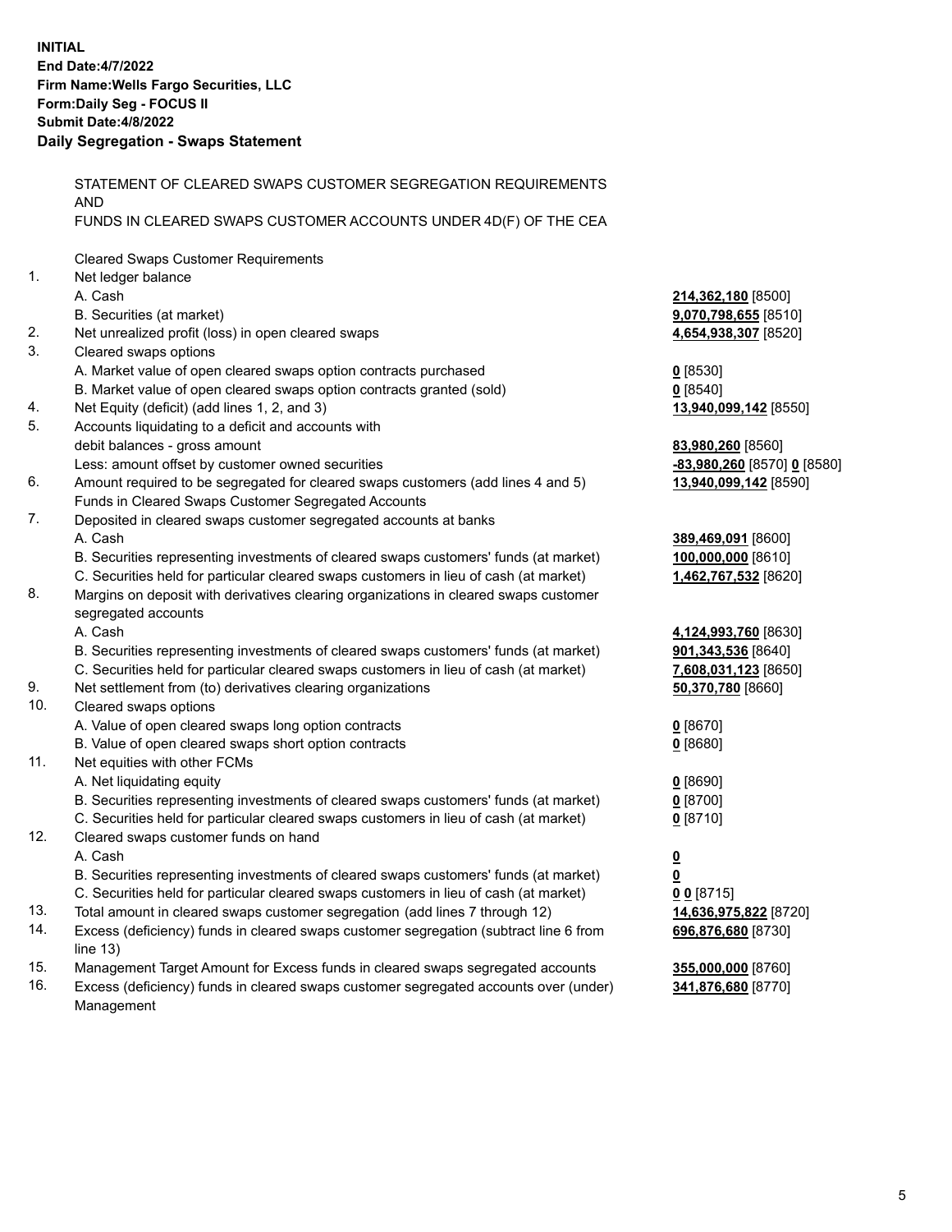**INITIAL**
**End Date:4/7/2022**
**Firm Name:Wells Fargo Securities, LLC**
**Form:Daily Seg - FOCUS II**
**Submit Date:4/8/2022**
**Daily Segregation - Swaps Statement**

STATEMENT OF CLEARED SWAPS CUSTOMER SEGREGATION REQUIREMENTS AND FUNDS IN CLEARED SWAPS CUSTOMER ACCOUNTS UNDER 4D(F) OF THE CEA

| | | |
|---|---|---|
| | Cleared Swaps Customer Requirements | |
| 1. | Net ledger balance | |
| | A. Cash | **214,362,180** [8500] |
| | B. Securities (at market) | **9,070,798,655** [8510] |
| 2. | Net unrealized profit (loss) in open cleared swaps | **4,654,938,307** [8520] |
| 3. | Cleared swaps options | |
| | A. Market value of open cleared swaps option contracts purchased | **0** [8530] |
| | B. Market value of open cleared swaps option contracts granted (sold) | **0** [8540] |
| 4. | Net Equity (deficit) (add lines 1, 2, and 3) | **13,940,099,142** [8550] |
| 5. | Accounts liquidating to a deficit and accounts with debit balances - gross amount | **83,980,260** [8560] |
| | Less: amount offset by customer owned securities | **-83,980,260** [8570] **0** [8580] |
| 6. | Amount required to be segregated for cleared swaps customers (add lines 4 and 5) | **13,940,099,142** [8590] |
| | Funds in Cleared Swaps Customer Segregated Accounts | |
| 7. | Deposited in cleared swaps customer segregated accounts at banks | |
| | A. Cash | **389,469,091** [8600] |
| | B. Securities representing investments of cleared swaps customers' funds (at market) | **100,000,000** [8610] |
| | C. Securities held for particular cleared swaps customers in lieu of cash (at market) | **1,462,767,532** [8620] |
| 8. | Margins on deposit with derivatives clearing organizations in cleared swaps customer segregated accounts | |
| | A. Cash | **4,124,993,760** [8630] |
| | B. Securities representing investments of cleared swaps customers' funds (at market) | **901,343,536** [8640] |
| | C. Securities held for particular cleared swaps customers in lieu of cash (at market) | **7,608,031,123** [8650] |
| 9. | Net settlement from (to) derivatives clearing organizations | **50,370,780** [8660] |
| 10. | Cleared swaps options | |
| | A. Value of open cleared swaps long option contracts | **0** [8670] |
| | B. Value of open cleared swaps short option contracts | **0** [8680] |
| 11. | Net equities with other FCMs | |
| | A. Net liquidating equity | **0** [8690] |
| | B. Securities representing investments of cleared swaps customers' funds (at market) | **0** [8700] |
| | C. Securities held for particular cleared swaps customers in lieu of cash (at market) | **0** [8710] |
| 12. | Cleared swaps customer funds on hand | |
| | A. Cash | **0** |
| | B. Securities representing investments of cleared swaps customers' funds (at market) | **0** |
| | C. Securities held for particular cleared swaps customers in lieu of cash (at market) | **0** **0** [8715] |
| 13. | Total amount in cleared swaps customer segregation (add lines 7 through 12) | **14,636,975,822** [8720] |
| 14. | Excess (deficiency) funds in cleared swaps customer segregation (subtract line 6 from line 13) | **696,876,680** [8730] |
| 15. | Management Target Amount for Excess funds in cleared swaps segregated accounts | **355,000,000** [8760] |
| 16. | Excess (deficiency) funds in cleared swaps customer segregated accounts over (under) Management | **341,876,680** [8770] |